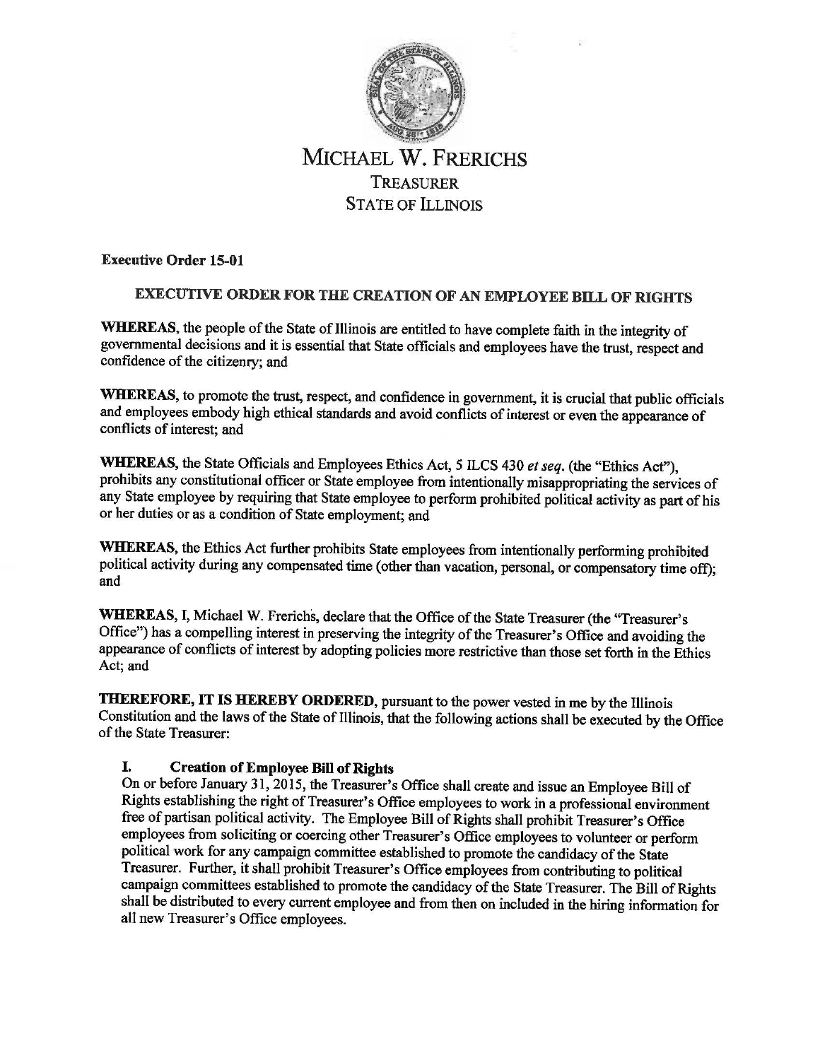# MICHAEL W. FRERICHS
## TREASURER
## STATE OF ILLINOIS

**Executive Order 15-01**

**EXECUTIVE ORDER FOR THE CREATION OF AN EMPLOYEE BILL OF RIGHTS**

**WHEREAS**, the people of the State of Illinois are entitled to have complete faith in the integrity of governmental decisions and it is essential that State officials and employees have the trust, respect and confidence of the citizenry; and

**WHEREAS**, to promote the trust, respect, and confidence in government, it is crucial that public officials and employees embody high ethical standards and avoid conflicts of interest or even the appearance of conflicts of interest; and

**WHEREAS**, the State Officials and Employees Ethics Act, 5 ILCS 430 *et seq*. (the "Ethics Act"), prohibits any constitutional officer or State employee from intentionally misappropriating the services of any State employee by requiring that State employee to perform prohibited political activity as part of his or her duties or as a condition of State employment; and

**WHEREAS**, the Ethics Act further prohibits State employees from intentionally performing prohibited political activity during any compensated time (other than vacation, personal, or compensatory time off); and

**WHEREAS**, I, Michael W. Frerichs, declare that the Office of the State Treasurer (the "Treasurer's Office") has a compelling interest in preserving the integrity of the Treasurer's Office and avoiding the appearance of conflicts of interest by adopting policies more restrictive than those set forth in the Ethics Act; and

**THEREFORE, IT IS HEREBY ORDERED**, pursuant to the power vested in me by the Illinois Constitution and the laws of the State of Illinois, that the following actions shall be executed by the Office of the State Treasurer:

### I. Creation of Employee Bill of Rights

On or before January 31, 2015, the Treasurer's Office shall create and issue an Employee Bill of Rights establishing the right of Treasurer's Office employees to work in a professional environment free of partisan political activity. The Employee Bill of Rights shall prohibit Treasurer's Office employees from soliciting or coercing other Treasurer's Office employees to volunteer or perform political work for any campaign committee established to promote the candidacy of the State Treasurer. Further, it shall prohibit Treasurer's Office employees from contributing to political campaign committees established to promote the candidacy of the State Treasurer. The Bill of Rights shall be distributed to every current employee and from then on included in the hiring information for all new Treasurer's Office employees.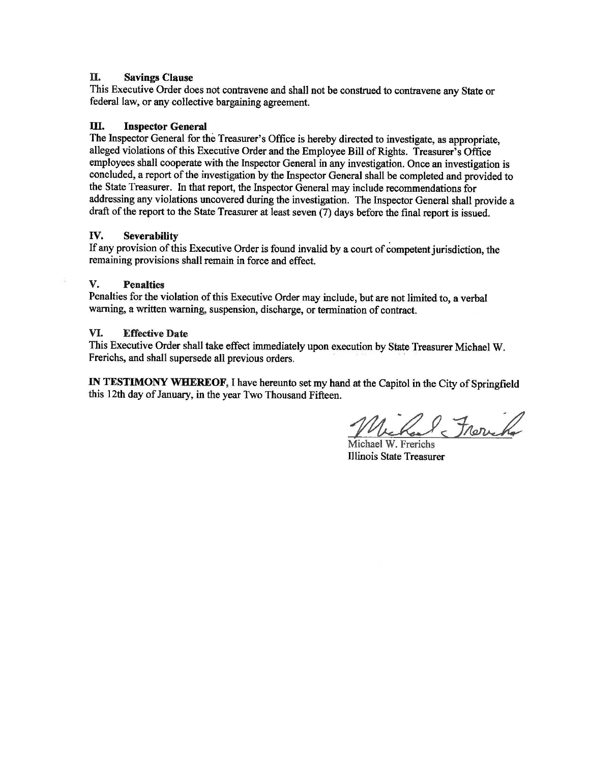## II. Savings Clause

This Executive Order does not contravene and shall not be construed to contravene any State or federal law, or any collective bargaining agreement.

## III. Inspector General

The Inspector General for the Treasurer's Office is hereby directed to investigate, as appropriate, alleged violations of this Executive Order and the Employee Bill of Rights. Treasurer's Office employees shall cooperate with the Inspector General in any investigation. Once an investigation is concluded, a report of the investigation by the Inspector General shall be completed and provided to the State Treasurer. In that report, the Inspector General may include recommendations for addressing any violations uncovered during the investigation. The Inspector General shall provide a draft of the report to the State Treasurer at least seven (7) days before the final report is issued.

## IV. Severability

If any provision of this Executive Order is found invalid by a court of competent jurisdiction, the remaining provisions shall remain in force and effect.

## V. Penalties

Penalties for the violation of this Executive Order may include, but are not limited to, a verbal warning, a written warning, suspension, discharge, or termination of contract.

## VI. Effective Date

This Executive Order shall take effect immediately upon execution by State Treasurer Michael W. Frerichs, and shall supersede all previous orders.

**IN TESTIMONY WHEREOF,** I have hereunto set my hand at the Capitol in the City of Springfield this 12th day of January, in the year Two Thousand Fifteen.

Michael W. Frerichs
Illinois State Treasurer